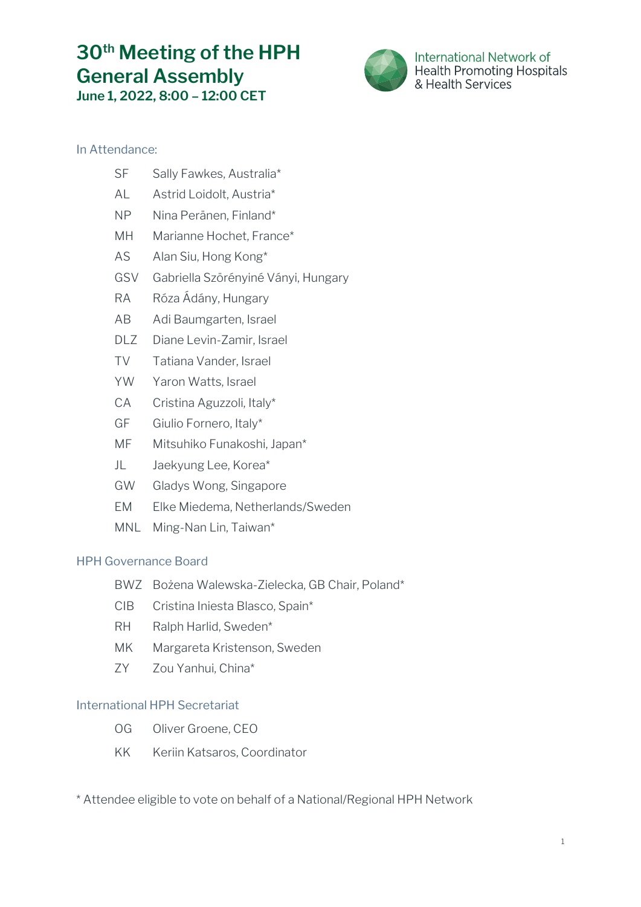# 30th Meeting of the HPH General Assembly

**June 1, 2022, 8:00 – 12:00 CET**

International Network of Health Promoting Hospitals & Health Services

## In Attendance:

| | |
|---|---|
| SF | Sally Fawkes, Australia* |
| AL | Astrid Loidolt, Austria* |
| NP | Nina Peränen, Finland* |
| MH | Marianne Hochet, France* |
| AS | Alan Siu, Hong Kong* |
| GSV | Gabriella Szörényiné Ványi, Hungary |
| RA | Róza Ádány, Hungary |
| AB | Adi Baumgarten, Israel |
| DLZ | Diane Levin-Zamir, Israel |
| TV | Tatiana Vander, Israel |
| YW | Yaron Watts, Israel |
| CA | Cristina Aguzzoli, Italy* |
| GF | Giulio Fornero, Italy* |
| MF | Mitsuhiko Funakoshi, Japan* |
| JL | Jaekyung Lee, Korea* |
| GW | Gladys Wong, Singapore |
| EM | Elke Miedema, Netherlands/Sweden |
| MNL | Ming-Nan Lin, Taiwan* |

## HPH Governance Board

| | |
|---|---|
| BWZ | Bożena Walewska-Zielecka, GB Chair, Poland* |
| CIB | Cristina Iniesta Blasco, Spain* |
| RH | Ralph Harlid, Sweden* |
| MK | Margareta Kristenson, Sweden |
| ZY | Zou Yanhui, China* |

## International HPH Secretariat

| | |
|---|---|
| OG | Oliver Groene, CEO |
| KK | Keriin Katsaros, Coordinator |

* Attendee eligible to vote on behalf of a National/Regional HPH Network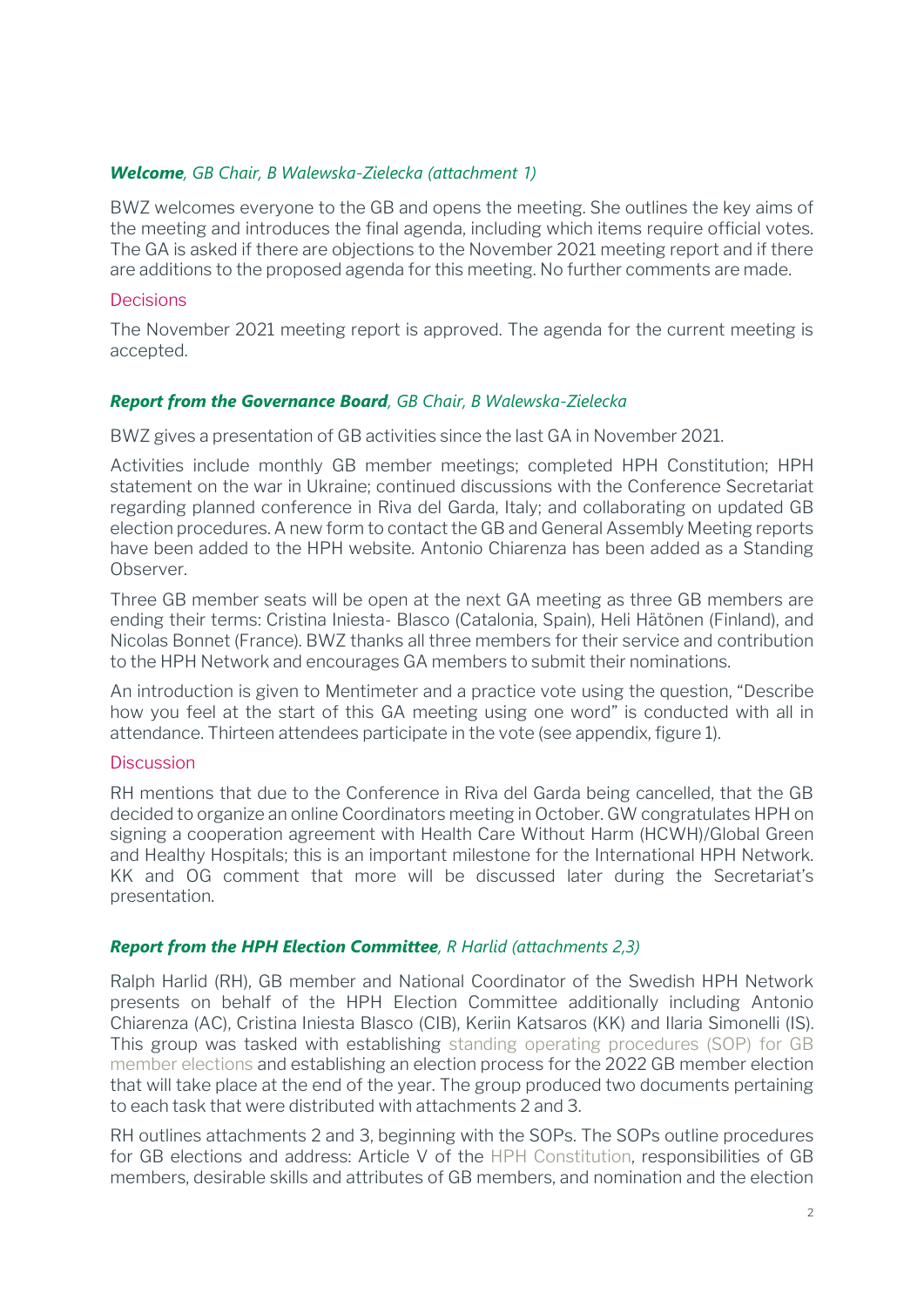***Welcome**, GB Chair, B Walewska-Zielecka (attachment 1)*

BWZ welcomes everyone to the GB and opens the meeting. She outlines the key aims of the meeting and introduces the final agenda, including which items require official votes. The GA is asked if there are objections to the November 2021 meeting report and if there are additions to the proposed agenda for this meeting. No further comments are made.

Decisions

The November 2021 meeting report is approved. The agenda for the current meeting is accepted.

***Report from the Governance Board**, GB Chair, B Walewska-Zielecka*

BWZ gives a presentation of GB activities since the last GA in November 2021.

Activities include monthly GB member meetings; completed HPH Constitution; HPH statement on the war in Ukraine; continued discussions with the Conference Secretariat regarding planned conference in Riva del Garda, Italy; and collaborating on updated GB election procedures. A new form to contact the GB and General Assembly Meeting reports have been added to the HPH website. Antonio Chiarenza has been added as a Standing Observer.

Three GB member seats will be open at the next GA meeting as three GB members are ending their terms: Cristina Iniesta- Blasco (Catalonia, Spain), Heli Hätönen (Finland), and Nicolas Bonnet (France). BWZ thanks all three members for their service and contribution to the HPH Network and encourages GA members to submit their nominations.

An introduction is given to Mentimeter and a practice vote using the question, "Describe how you feel at the start of this GA meeting using one word" is conducted with all in attendance. Thirteen attendees participate in the vote (see appendix, figure 1).

Discussion

RH mentions that due to the Conference in Riva del Garda being cancelled, that the GB decided to organize an online Coordinators meeting in October. GW congratulates HPH on signing a cooperation agreement with Health Care Without Harm (HCWH)/Global Green and Healthy Hospitals; this is an important milestone for the International HPH Network. KK and OG comment that more will be discussed later during the Secretariat's presentation.

***Report from the HPH Election Committee**, R Harlid (attachments 2,3)*

Ralph Harlid (RH), GB member and National Coordinator of the Swedish HPH Network presents on behalf of the HPH Election Committee additionally including Antonio Chiarenza (AC), Cristina Iniesta Blasco (CIB), Keriin Katsaros (KK) and Ilaria Simonelli (IS). This group was tasked with establishing standing operating procedures (SOP) for GB member elections and establishing an election process for the 2022 GB member election that will take place at the end of the year. The group produced two documents pertaining to each task that were distributed with attachments 2 and 3.

RH outlines attachments 2 and 3, beginning with the SOPs. The SOPs outline procedures for GB elections and address: Article V of the HPH Constitution, responsibilities of GB members, desirable skills and attributes of GB members, and nomination and the election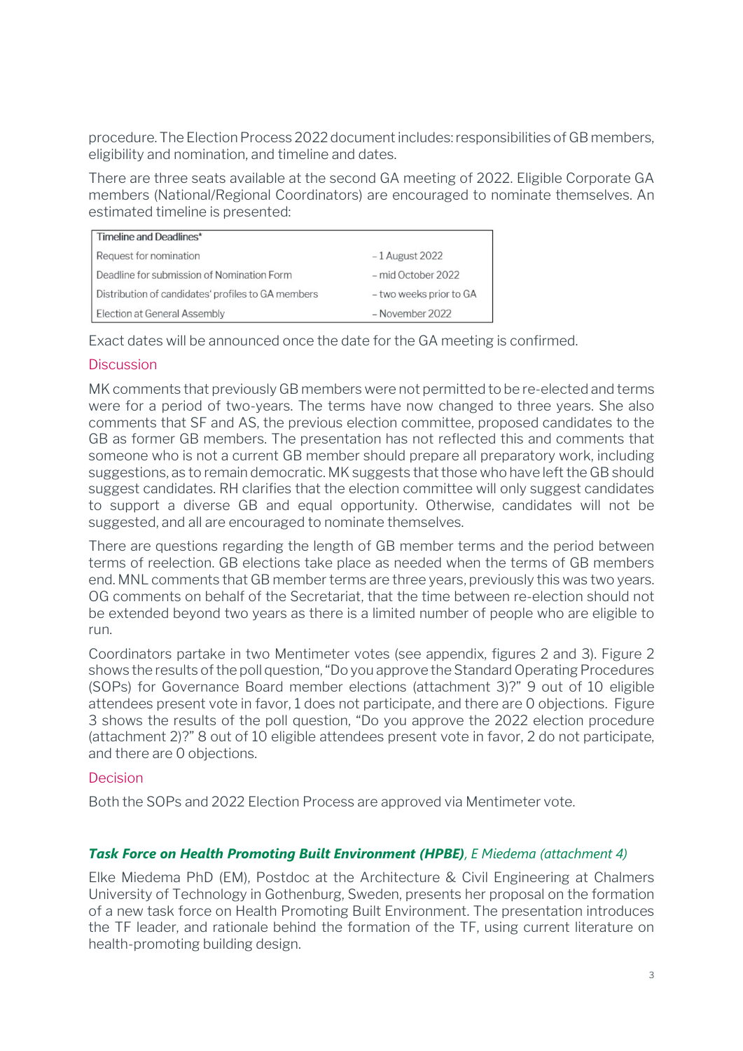procedure. The Election Process 2022 document includes: responsibilities of GB members, eligibility and nomination, and timeline and dates.

There are three seats available at the second GA meeting of 2022. Eligible Corporate GA members (National/Regional Coordinators) are encouraged to nominate themselves. An estimated timeline is presented:

| Timeline and Deadlines* | |
|---|---|
| Request for nomination | – 1 August 2022 |
| Deadline for submission of Nomination Form | – mid October 2022 |
| Distribution of candidates' profiles to GA members | – two weeks prior to GA |
| Election at General Assembly | – November 2022 |

Exact dates will be announced once the date for the GA meeting is confirmed.

### Discussion

MK comments that previously GB members were not permitted to be re-elected and terms were for a period of two-years. The terms have now changed to three years. She also comments that SF and AS, the previous election committee, proposed candidates to the GB as former GB members. The presentation has not reflected this and comments that someone who is not a current GB member should prepare all preparatory work, including suggestions, as to remain democratic. MK suggests that those who have left the GB should suggest candidates. RH clarifies that the election committee will only suggest candidates to support a diverse GB and equal opportunity. Otherwise, candidates will not be suggested, and all are encouraged to nominate themselves.

There are questions regarding the length of GB member terms and the period between terms of reelection. GB elections take place as needed when the terms of GB members end. MNL comments that GB member terms are three years, previously this was two years. OG comments on behalf of the Secretariat, that the time between re-election should not be extended beyond two years as there is a limited number of people who are eligible to run.

Coordinators partake in two Mentimeter votes (see appendix, figures 2 and 3). Figure 2 shows the results of the poll question, "Do you approve the Standard Operating Procedures (SOPs) for Governance Board member elections (attachment 3)?" 9 out of 10 eligible attendees present vote in favor, 1 does not participate, and there are 0 objections. Figure 3 shows the results of the poll question, "Do you approve the 2022 election procedure (attachment 2)?" 8 out of 10 eligible attendees present vote in favor, 2 do not participate, and there are 0 objections.

### Decision

Both the SOPs and 2022 Election Process are approved via Mentimeter vote.

### ***Task Force on Health Promoting Built Environment (HPBE)****, E Miedema (attachment 4)*

Elke Miedema PhD (EM), Postdoc at the Architecture & Civil Engineering at Chalmers University of Technology in Gothenburg, Sweden, presents her proposal on the formation of a new task force on Health Promoting Built Environment. The presentation introduces the TF leader, and rationale behind the formation of the TF, using current literature on health-promoting building design.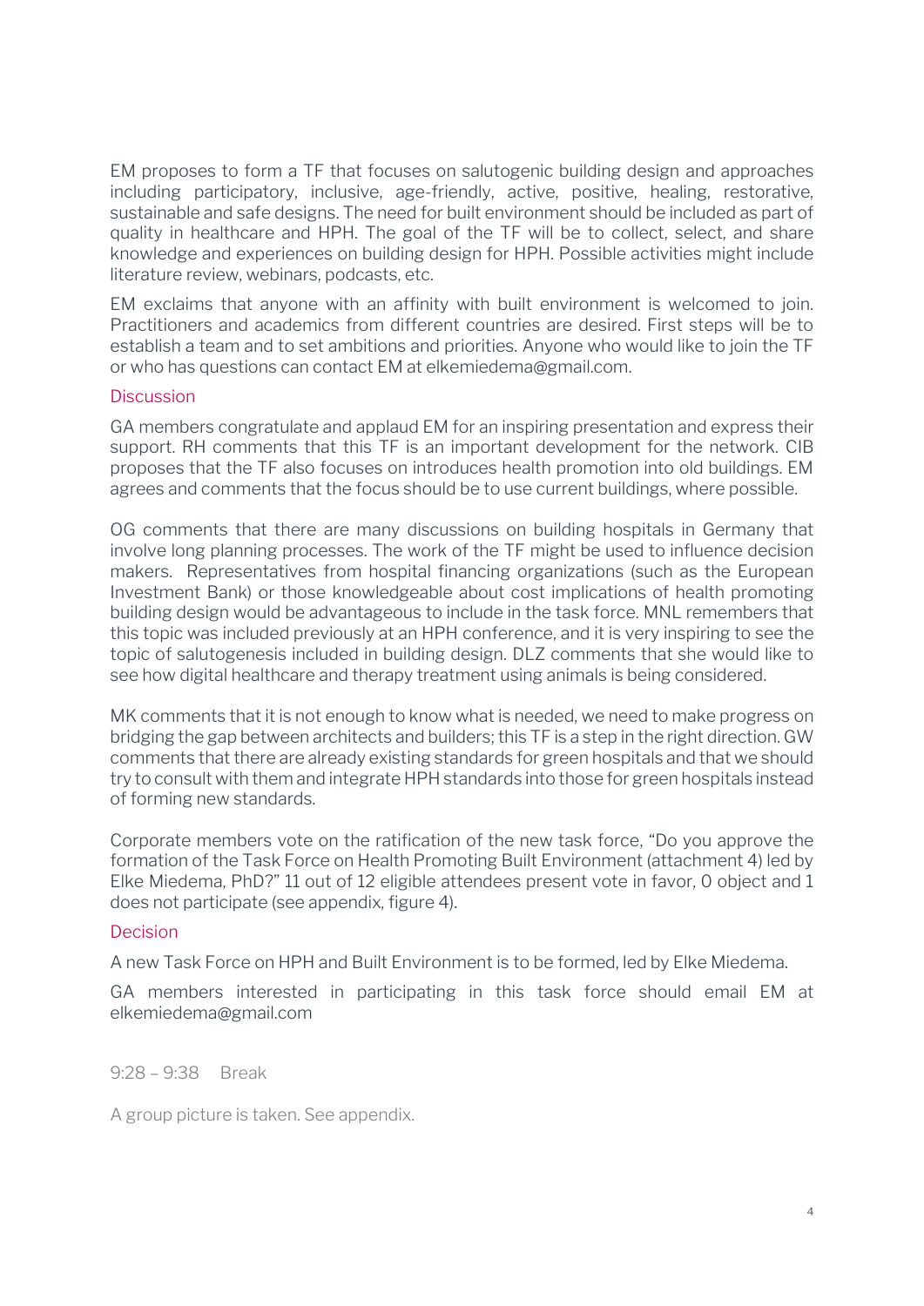EM proposes to form a TF that focuses on salutogenic building design and approaches including participatory, inclusive, age-friendly, active, positive, healing, restorative, sustainable and safe designs. The need for built environment should be included as part of quality in healthcare and HPH. The goal of the TF will be to collect, select, and share knowledge and experiences on building design for HPH. Possible activities might include literature review, webinars, podcasts, etc.

EM exclaims that anyone with an affinity with built environment is welcomed to join. Practitioners and academics from different countries are desired. First steps will be to establish a team and to set ambitions and priorities. Anyone who would like to join the TF or who has questions can contact EM at elkemiedema@gmail.com.

### Discussion

GA members congratulate and applaud EM for an inspiring presentation and express their support. RH comments that this TF is an important development for the network. CIB proposes that the TF also focuses on introduces health promotion into old buildings. EM agrees and comments that the focus should be to use current buildings, where possible.

OG comments that there are many discussions on building hospitals in Germany that involve long planning processes. The work of the TF might be used to influence decision makers. Representatives from hospital financing organizations (such as the European Investment Bank) or those knowledgeable about cost implications of health promoting building design would be advantageous to include in the task force. MNL remembers that this topic was included previously at an HPH conference, and it is very inspiring to see the topic of salutogenesis included in building design. DLZ comments that she would like to see how digital healthcare and therapy treatment using animals is being considered.

MK comments that it is not enough to know what is needed, we need to make progress on bridging the gap between architects and builders; this TF is a step in the right direction. GW comments that there are already existing standards for green hospitals and that we should try to consult with them and integrate HPH standards into those for green hospitals instead of forming new standards.

Corporate members vote on the ratification of the new task force, "Do you approve the formation of the Task Force on Health Promoting Built Environment (attachment 4) led by Elke Miedema, PhD?" 11 out of 12 eligible attendees present vote in favor, 0 object and 1 does not participate (see appendix, figure 4).

### Decision

A new Task Force on HPH and Built Environment is to be formed, led by Elke Miedema.

GA members interested in participating in this task force should email EM at elkemiedema@gmail.com

9:28 – 9:38 Break

A group picture is taken. See appendix.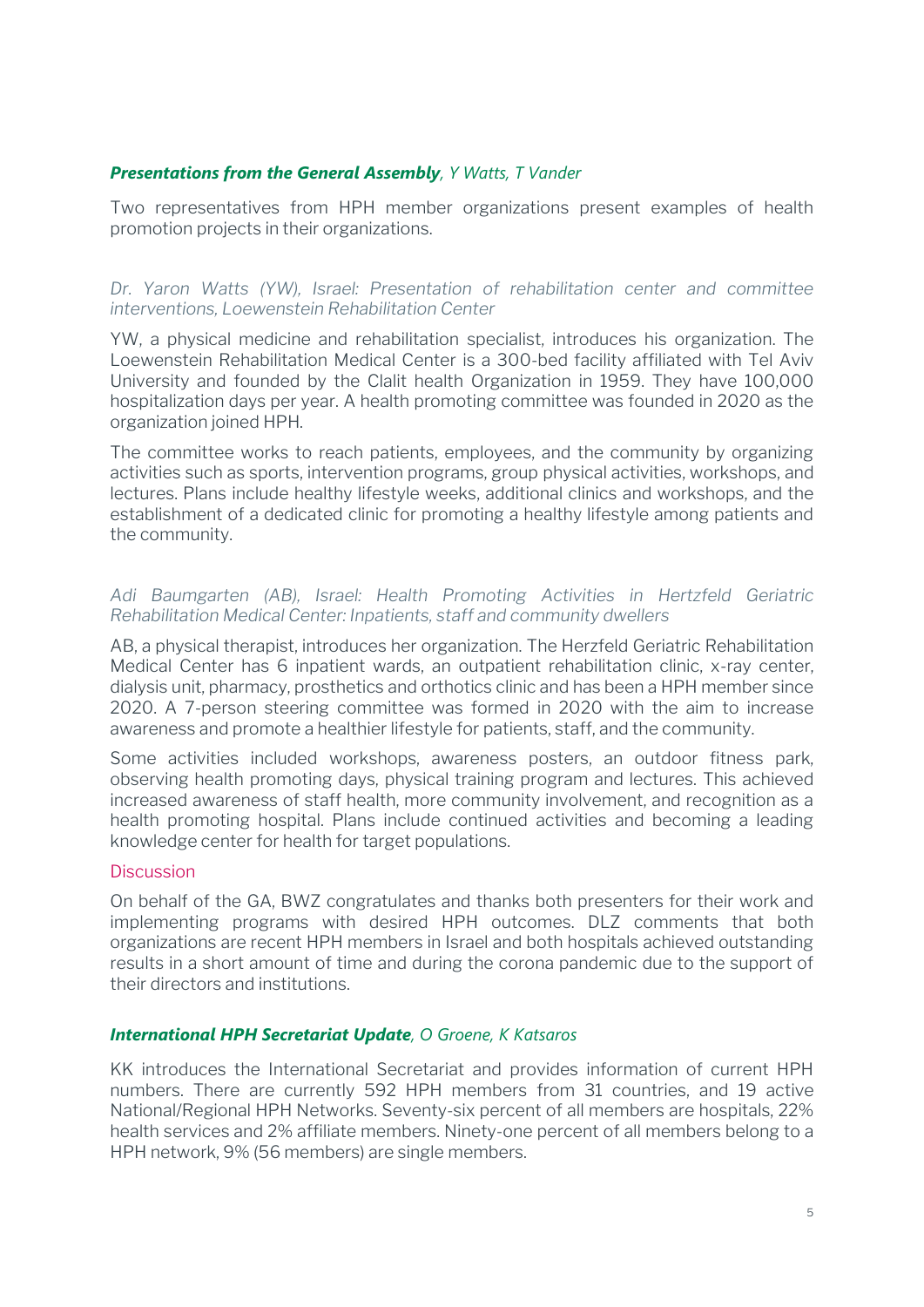### ***Presentations from the General Assembly**, Y Watts, T Vander*

Two representatives from HPH member organizations present examples of health promotion projects in their organizations.

*Dr. Yaron Watts (YW), Israel: Presentation of rehabilitation center and committee interventions, Loewenstein Rehabilitation Center*

YW, a physical medicine and rehabilitation specialist, introduces his organization. The Loewenstein Rehabilitation Medical Center is a 300-bed facility affiliated with Tel Aviv University and founded by the Clalit health Organization in 1959. They have 100,000 hospitalization days per year. A health promoting committee was founded in 2020 as the organization joined HPH.

The committee works to reach patients, employees, and the community by organizing activities such as sports, intervention programs, group physical activities, workshops, and lectures. Plans include healthy lifestyle weeks, additional clinics and workshops, and the establishment of a dedicated clinic for promoting a healthy lifestyle among patients and the community.

*Adi Baumgarten (AB), Israel: Health Promoting Activities in Hertzfeld Geriatric Rehabilitation Medical Center: Inpatients, staff and community dwellers*

AB, a physical therapist, introduces her organization. The Herzfeld Geriatric Rehabilitation Medical Center has 6 inpatient wards, an outpatient rehabilitation clinic, x-ray center, dialysis unit, pharmacy, prosthetics and orthotics clinic and has been a HPH member since 2020. A 7-person steering committee was formed in 2020 with the aim to increase awareness and promote a healthier lifestyle for patients, staff, and the community.

Some activities included workshops, awareness posters, an outdoor fitness park, observing health promoting days, physical training program and lectures. This achieved increased awareness of staff health, more community involvement, and recognition as a health promoting hospital. Plans include continued activities and becoming a leading knowledge center for health for target populations.

#### Discussion

On behalf of the GA, BWZ congratulates and thanks both presenters for their work and implementing programs with desired HPH outcomes. DLZ comments that both organizations are recent HPH members in Israel and both hospitals achieved outstanding results in a short amount of time and during the corona pandemic due to the support of their directors and institutions.

### ***International HPH Secretariat Update**, O Groene, K Katsaros*

KK introduces the International Secretariat and provides information of current HPH numbers. There are currently 592 HPH members from 31 countries, and 19 active National/Regional HPH Networks. Seventy-six percent of all members are hospitals, 22% health services and 2% affiliate members. Ninety-one percent of all members belong to a HPH network, 9% (56 members) are single members.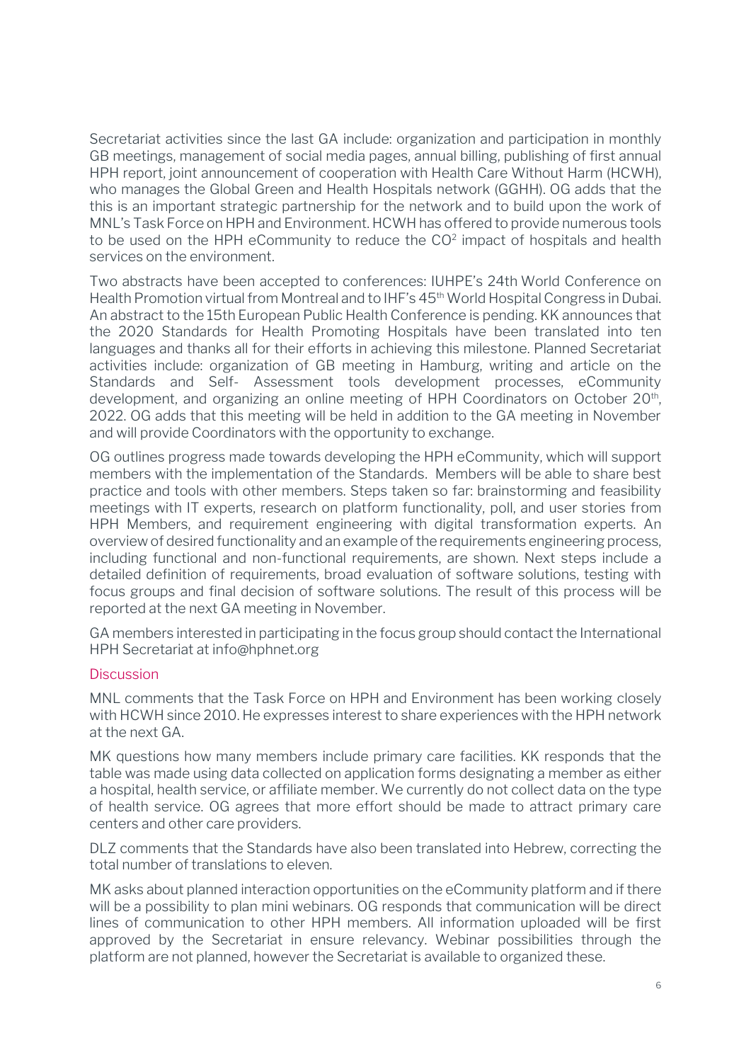Secretariat activities since the last GA include: organization and participation in monthly GB meetings, management of social media pages, annual billing, publishing of first annual HPH report, joint announcement of cooperation with Health Care Without Harm (HCWH), who manages the Global Green and Health Hospitals network (GGHH). OG adds that the this is an important strategic partnership for the network and to build upon the work of MNL's Task Force on HPH and Environment. HCWH has offered to provide numerous tools to be used on the HPH eCommunity to reduce the $CO^2$ impact of hospitals and health services on the environment.

Two abstracts have been accepted to conferences: IUHPE's 24th World Conference on Health Promotion virtual from Montreal and to IHF's 45th World Hospital Congress in Dubai. An abstract to the 15th European Public Health Conference is pending. KK announces that the 2020 Standards for Health Promoting Hospitals have been translated into ten languages and thanks all for their efforts in achieving this milestone. Planned Secretariat activities include: organization of GB meeting in Hamburg, writing and article on the Standards and Self- Assessment tools development processes, eCommunity development, and organizing an online meeting of HPH Coordinators on October 20th, 2022. OG adds that this meeting will be held in addition to the GA meeting in November and will provide Coordinators with the opportunity to exchange.

OG outlines progress made towards developing the HPH eCommunity, which will support members with the implementation of the Standards. Members will be able to share best practice and tools with other members. Steps taken so far: brainstorming and feasibility meetings with IT experts, research on platform functionality, poll, and user stories from HPH Members, and requirement engineering with digital transformation experts. An overview of desired functionality and an example of the requirements engineering process, including functional and non-functional requirements, are shown. Next steps include a detailed definition of requirements, broad evaluation of software solutions, testing with focus groups and final decision of software solutions. The result of this process will be reported at the next GA meeting in November.

GA members interested in participating in the focus group should contact the International HPH Secretariat at info@hphnet.org

### Discussion

MNL comments that the Task Force on HPH and Environment has been working closely with HCWH since 2010. He expresses interest to share experiences with the HPH network at the next GA.

MK questions how many members include primary care facilities. KK responds that the table was made using data collected on application forms designating a member as either a hospital, health service, or affiliate member. We currently do not collect data on the type of health service. OG agrees that more effort should be made to attract primary care centers and other care providers.

DLZ comments that the Standards have also been translated into Hebrew, correcting the total number of translations to eleven.

MK asks about planned interaction opportunities on the eCommunity platform and if there will be a possibility to plan mini webinars. OG responds that communication will be direct lines of communication to other HPH members. All information uploaded will be first approved by the Secretariat in ensure relevancy. Webinar possibilities through the platform are not planned, however the Secretariat is available to organized these.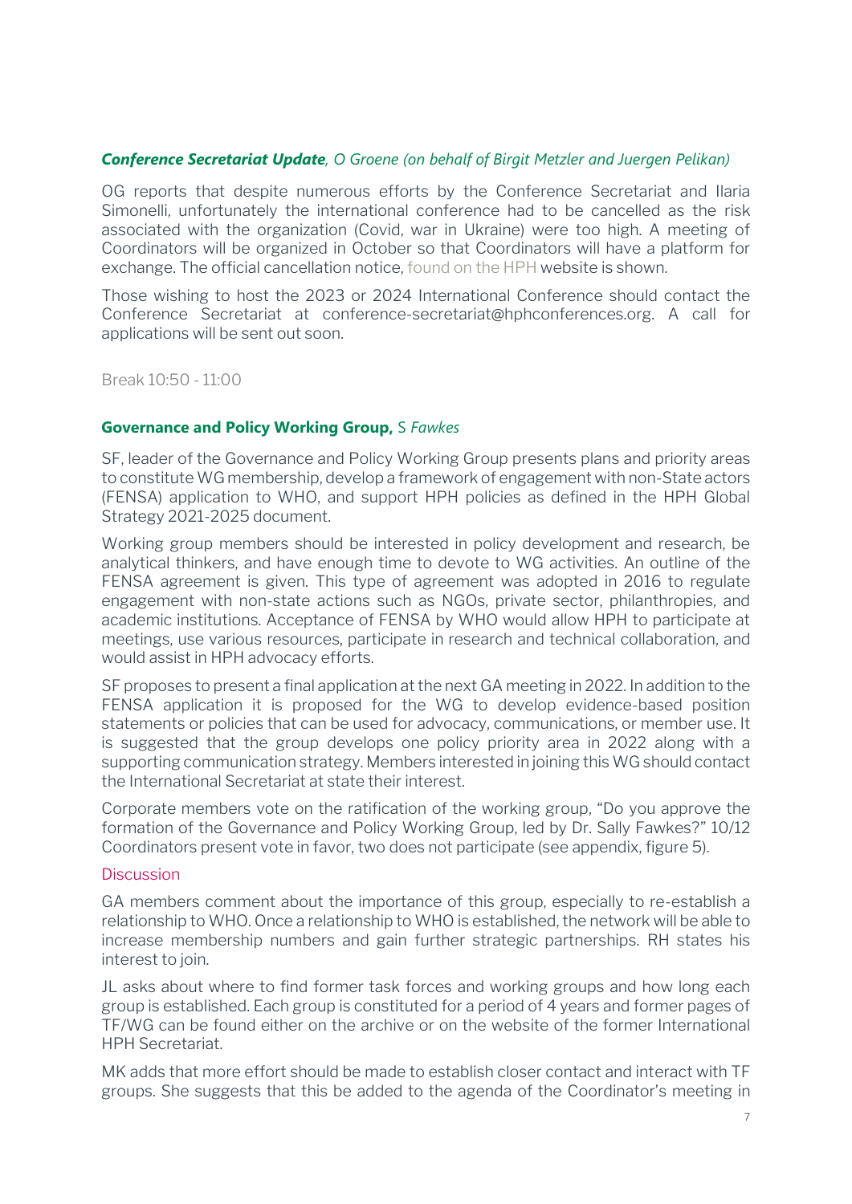***Conference Secretariat Update**, O Groene (on behalf of Birgit Metzler and Juergen Pelikan)*

OG reports that despite numerous efforts by the Conference Secretariat and Ilaria Simonelli, unfortunately the international conference had to be cancelled as the risk associated with the organization (Covid, war in Ukraine) were too high. A meeting of Coordinators will be organized in October so that Coordinators will have a platform for exchange. The official cancellation notice, found on the HPH website is shown.

Those wishing to host the 2023 or 2024 International Conference should contact the Conference Secretariat at conference-secretariat@hphconferences.org. A call for applications will be sent out soon.

Break 10:50 - 11:00

**Governance and Policy Working Group,** *S Fawkes*

SF, leader of the Governance and Policy Working Group presents plans and priority areas to constitute WG membership, develop a framework of engagement with non-State actors (FENSA) application to WHO, and support HPH policies as defined in the HPH Global Strategy 2021-2025 document.

Working group members should be interested in policy development and research, be analytical thinkers, and have enough time to devote to WG activities. An outline of the FENSA agreement is given. This type of agreement was adopted in 2016 to regulate engagement with non-state actions such as NGOs, private sector, philanthropies, and academic institutions. Acceptance of FENSA by WHO would allow HPH to participate at meetings, use various resources, participate in research and technical collaboration, and would assist in HPH advocacy efforts.

SF proposes to present a final application at the next GA meeting in 2022. In addition to the FENSA application it is proposed for the WG to develop evidence-based position statements or policies that can be used for advocacy, communications, or member use. It is suggested that the group develops one policy priority area in 2022 along with a supporting communication strategy. Members interested in joining this WG should contact the International Secretariat at state their interest.

Corporate members vote on the ratification of the working group, "Do you approve the formation of the Governance and Policy Working Group, led by Dr. Sally Fawkes?" 10/12 Coordinators present vote in favor, two does not participate (see appendix, figure 5).

Discussion

GA members comment about the importance of this group, especially to re-establish a relationship to WHO. Once a relationship to WHO is established, the network will be able to increase membership numbers and gain further strategic partnerships. RH states his interest to join.

JL asks about where to find former task forces and working groups and how long each group is established. Each group is constituted for a period of 4 years and former pages of TF/WG can be found either on the archive or on the website of the former International HPH Secretariat.

MK adds that more effort should be made to establish closer contact and interact with TF groups. She suggests that this be added to the agenda of the Coordinator's meeting in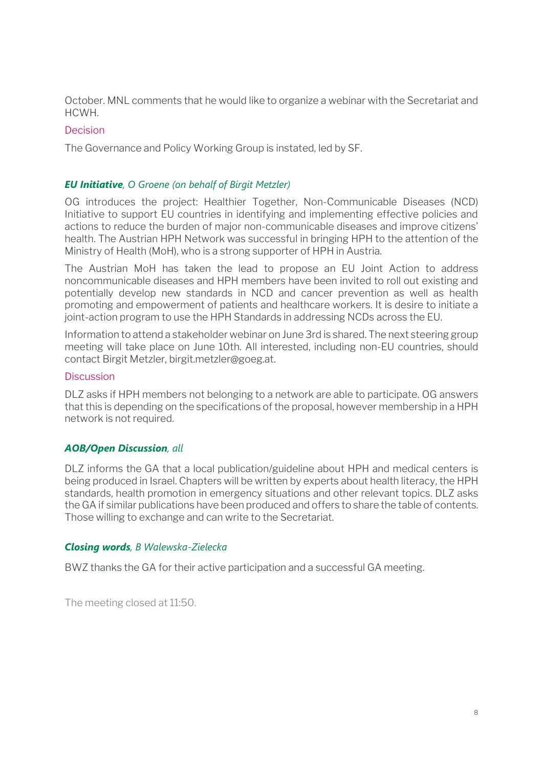October. MNL comments that he would like to organize a webinar with the Secretariat and HCWH.

Decision

The Governance and Policy Working Group is instated, led by SF.

***EU Initiative**, O Groene (on behalf of Birgit Metzler)*

OG introduces the project: Healthier Together, Non-Communicable Diseases (NCD) Initiative to support EU countries in identifying and implementing effective policies and actions to reduce the burden of major non-communicable diseases and improve citizens' health. The Austrian HPH Network was successful in bringing HPH to the attention of the Ministry of Health (MoH), who is a strong supporter of HPH in Austria.

The Austrian MoH has taken the lead to propose an EU Joint Action to address noncommunicable diseases and HPH members have been invited to roll out existing and potentially develop new standards in NCD and cancer prevention as well as health promoting and empowerment of patients and healthcare workers. It is desire to initiate a joint-action program to use the HPH Standards in addressing NCDs across the EU.

Information to attend a stakeholder webinar on June 3rd is shared. The next steering group meeting will take place on June 10th. All interested, including non-EU countries, should contact Birgit Metzler, birgit.metzler@goeg.at.

Discussion

DLZ asks if HPH members not belonging to a network are able to participate. OG answers that this is depending on the specifications of the proposal, however membership in a HPH network is not required.

***AOB/Open Discussion**, all*

DLZ informs the GA that a local publication/guideline about HPH and medical centers is being produced in Israel. Chapters will be written by experts about health literacy, the HPH standards, health promotion in emergency situations and other relevant topics. DLZ asks the GA if similar publications have been produced and offers to share the table of contents. Those willing to exchange and can write to the Secretariat.

***Closing words**, B Walewska-Zielecka*

BWZ thanks the GA for their active participation and a successful GA meeting.

The meeting closed at 11:50.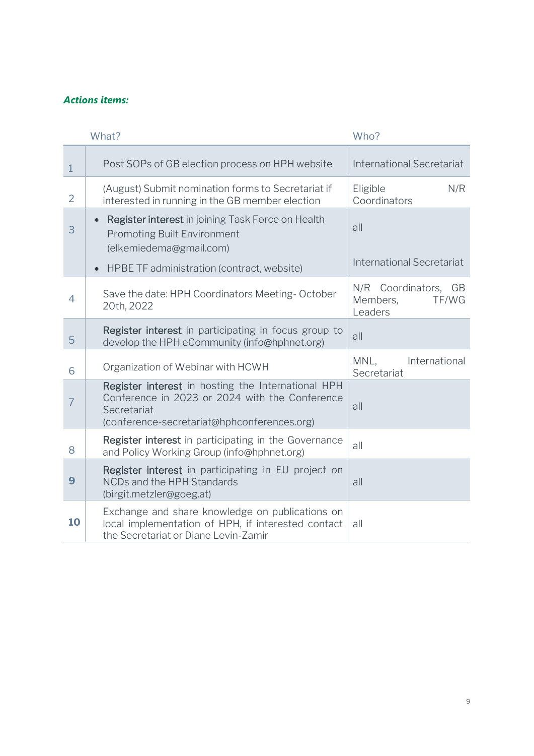***Actions items:***

| | What? | Who? |
|---|---|---|
| 1 | Post SOPs of GB election process on HPH website | International Secretariat |
| 2 | (August) Submit nomination forms to Secretariat if interested in running in the GB member election | Eligible N/R Coordinators |
| 3 | • **Register interest** in joining Task Force on Health Promoting Built Environment (elkemiedema@gmail.com)<br>• HPBE TF administration (contract, website) | all<br><br>International Secretariat |
| 4 | Save the date: HPH Coordinators Meeting- October 20th, 2022 | N/R Coordinators, GB Members, TF/WG Leaders |
| 5 | **Register interest** in participating in focus group to develop the HPH eCommunity (info@hphnet.org) | all |
| 6 | Organization of Webinar with HCWH | MNL, International Secretariat |
| 7 | **Register interest** in hosting the International HPH Conference in 2023 or 2024 with the Conference Secretariat (conference-secretariat@hphconferences.org) | all |
| 8 | **Register interest** in participating in the Governance and Policy Working Group (info@hphnet.org) | all |
| **9** | **Register interest** in participating in EU project on NCDs and the HPH Standards (birgit.metzler@goeg.at) | all |
| **10** | Exchange and share knowledge on publications on local implementation of HPH, if interested contact the Secretariat or Diane Levin-Zamir | all |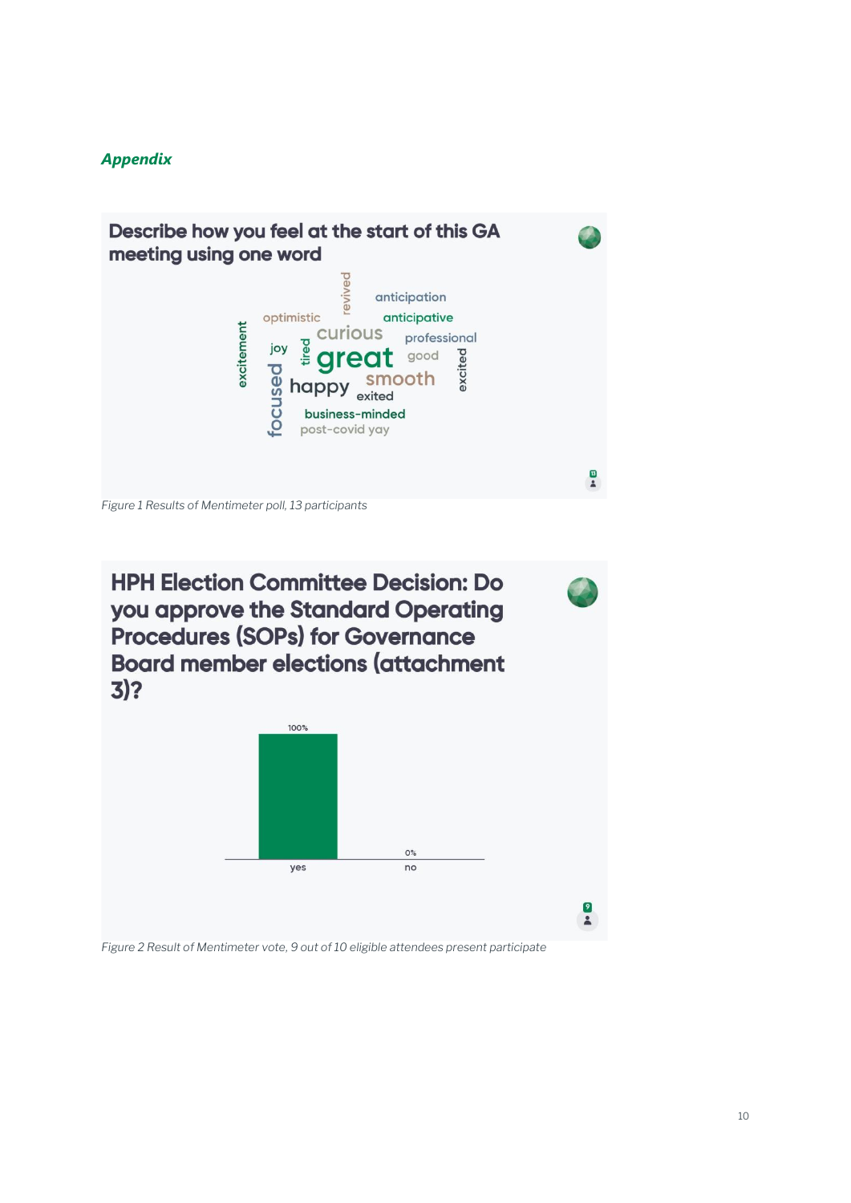***Appendix***

**Describe how you feel at the start of this GA meeting using one word**

revived, anticipation, optimistic, anticipative, excitement, curious, professional, joy, tired, great, good, focused, smooth, excited, happy, exited, business-minded, post-covid yay

*Figure 1 Results of Mentimeter poll, 13 participants*

**HPH Election Committee Decision: Do you approve the Standard Operating Procedures (SOPs) for Governance Board member elections (attachment 3)?**

| yes | no |
|---|---|
| 100% | 0% |

*Figure 2 Result of Mentimeter vote, 9 out of 10 eligible attendees present participate*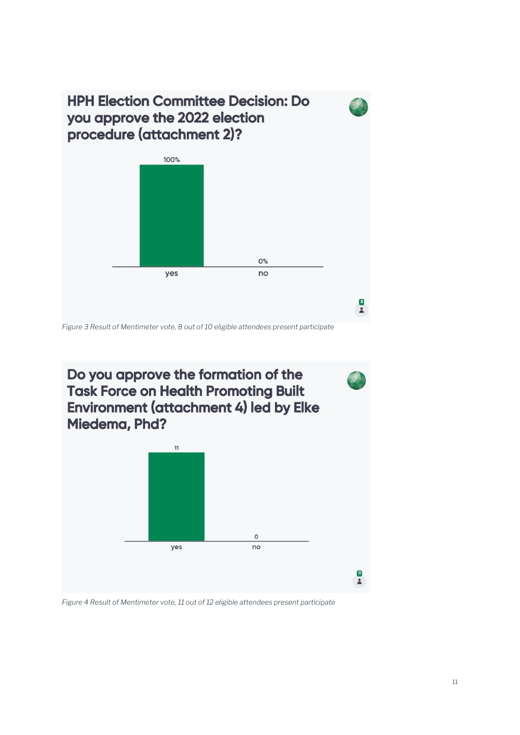**HPH Election Committee Decision: Do you approve the 2022 election procedure (attachment 2)?**

| | yes | no |
|---|---|---|
| Result | 100% | 0% |

Participants: 8

*Figure 3 Result of Mentimeter vote, 8 out of 10 eligible attendees present participate*

**Do you approve the formation of the Task Force on Health Promoting Built Environment (attachment 4) led by Elke Miedema, Phd?**

| | yes | no |
|---|---|---|
| Result | 11 | 0 |

Participants: 11

*Figure 4 Result of Mentimeter vote, 11 out of 12 eligible attendees present participate*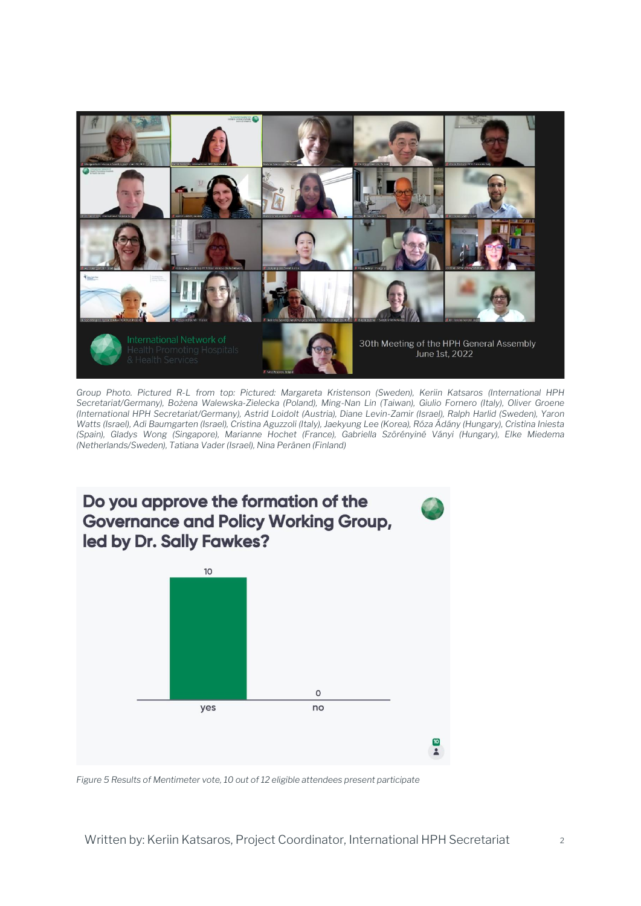International Network of Health Promoting Hospitals & Health Services

30th Meeting of the HPH General Assembly
June 1st, 2022

*Group Photo. Pictured R-L from top: Pictured: Margareta Kristenson (Sweden), Keriin Katsaros (International HPH Secretariat/Germany), Bożena Walewska-Zielecka (Poland), Ming-Nan Lin (Taiwan), Giulio Fornero (Italy), Oliver Groene (International HPH Secretariat/Germany), Astrid Loidolt (Austria), Diane Levin-Zamir (Israel), Ralph Harlid (Sweden), Yaron Watts (Israel), Adi Baumgarten (Israel), Cristina Aguzzoli (Italy), Jaekyung Lee (Korea), Róza Ádány (Hungary), Cristina Iniesta (Spain), Gladys Wong (Singapore), Marianne Hochet (France), Gabriella Szőrényiné Ványi (Hungary), Elke Miedema (Netherlands/Sweden), Tatiana Vader (Israel), Nina Perãnen (Finland)*

**Do you approve the formation of the Governance and Policy Working Group, led by Dr. Sally Fawkes?**

10
yes
0
no
10

*Figure 5 Results of Mentimeter vote, 10 out of 12 eligible attendees present participate*

Written by: Keriin Katsaros, Project Coordinator, International HPH Secretariat